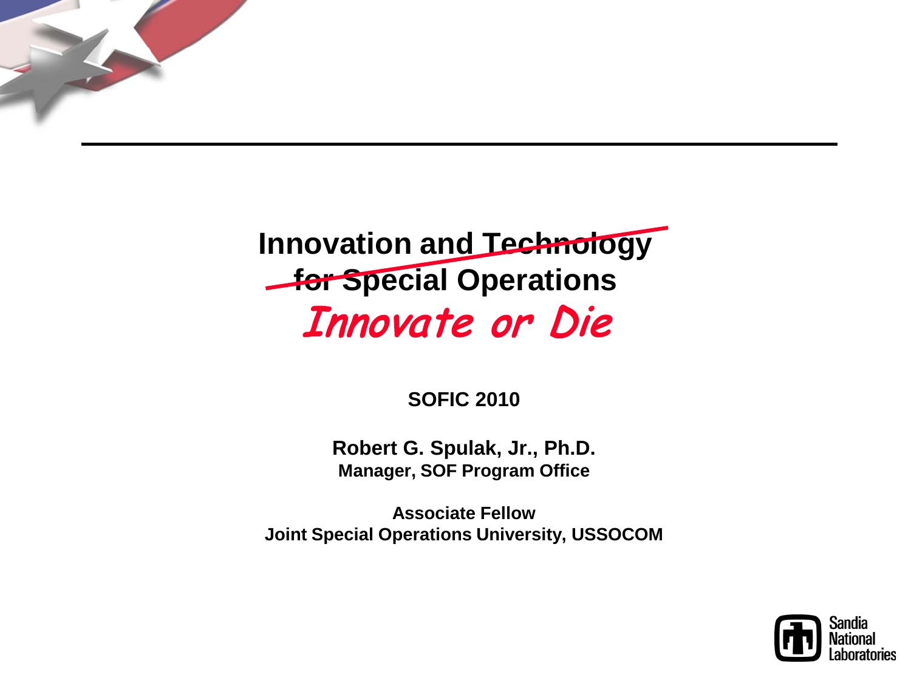# ~~Innovation and Technology for Special Operations~~

## *Innovate or Die*

**SOFIC 2010**

**Robert G. Spulak, Jr., Ph.D.**
**Manager, SOF Program Office**

**Associate Fellow**
**Joint Special Operations University, USSOCOM**

Sandia National Laboratories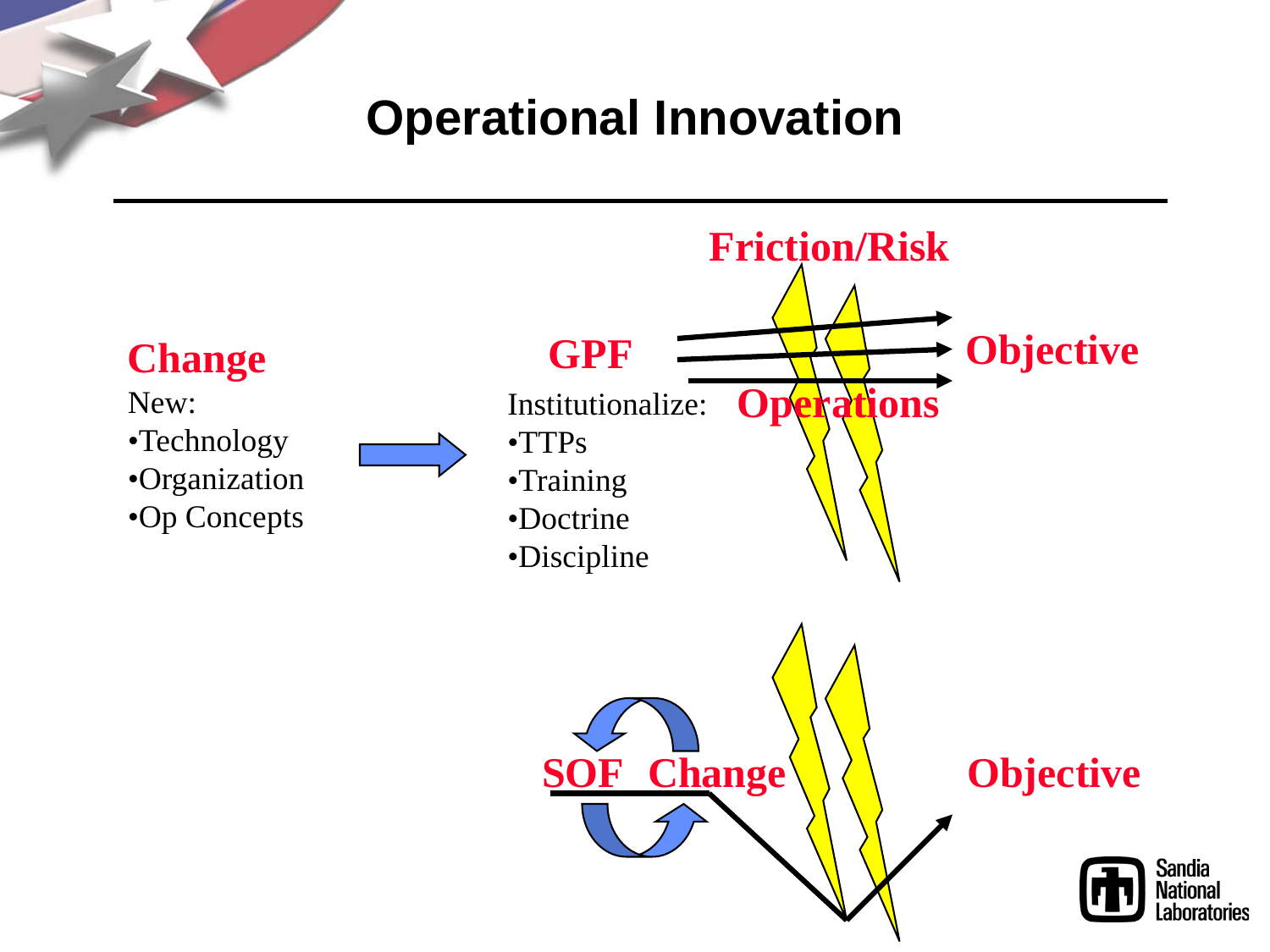# Operational Innovation

**Change**

New:
- Technology
- Organization
- Op Concepts

**GPF**

Institutionalize:
- TTPs
- Training
- Doctrine
- Discipline

**Friction/Risk**

**Operations**

**Objective**

**SOF Change**

**Objective**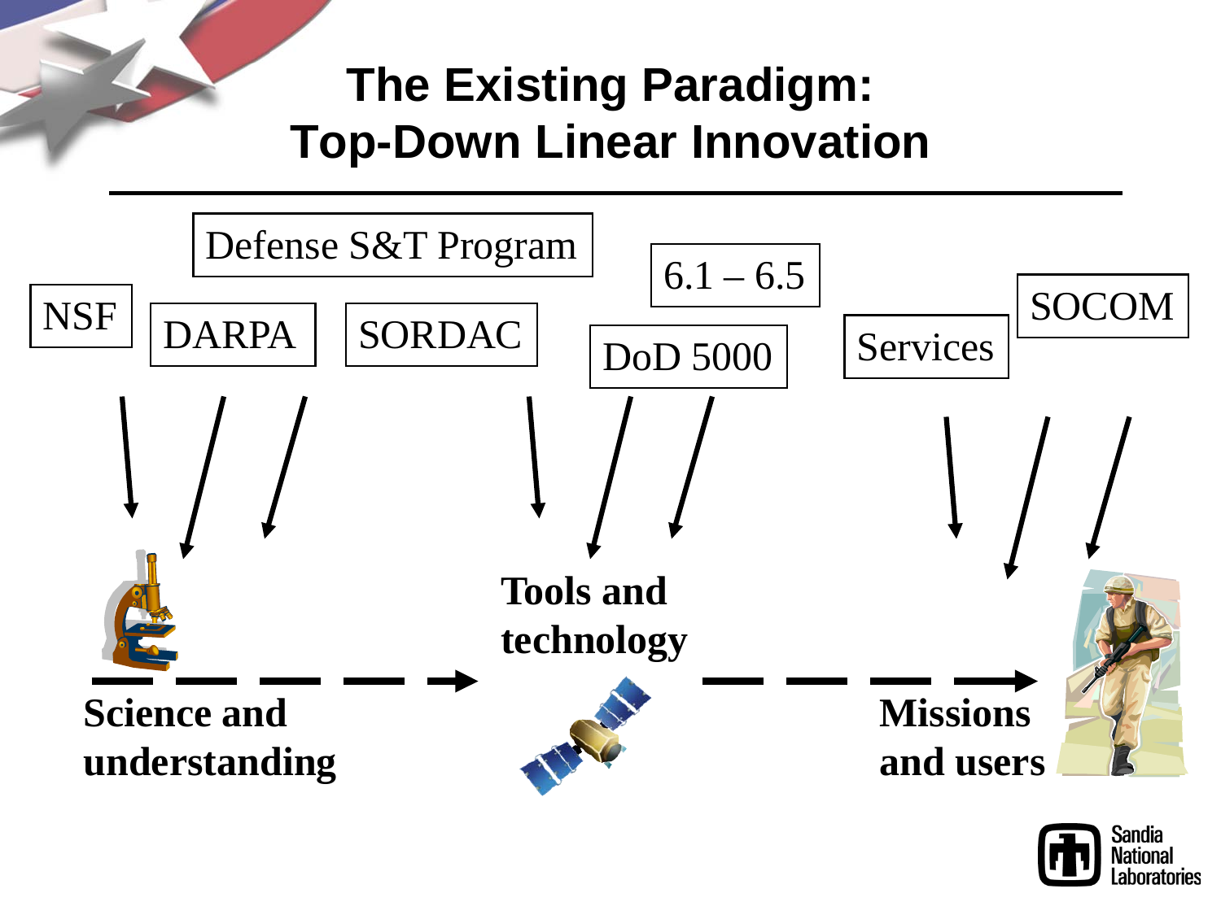# The Existing Paradigm: Top-Down Linear Innovation

Defense S&T Program

NSF

DARPA

SORDAC

6.1 – 6.5

DoD 5000

Services

SOCOM

**Science and understanding**

**Tools and technology**

**Missions and users**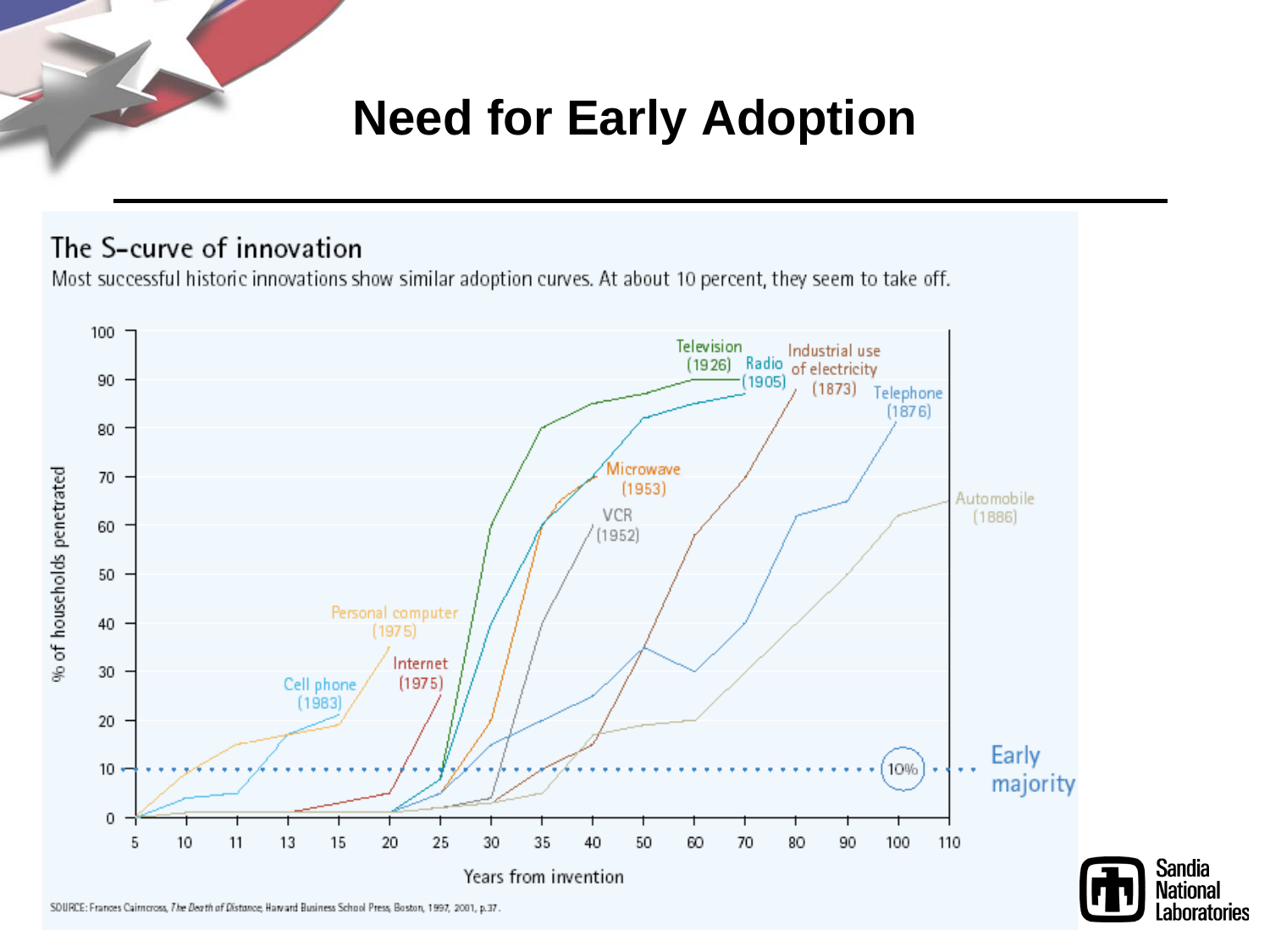# Need for Early Adoption

## The S-curve of innovation

Most successful historic innovations show similar adoption curves. At about 10 percent, they seem to take off.

% of households penetrated

Years from invention

Television (1926) · Radio (1905) · Industrial use of electricity (1873) · Telephone (1876) · Microwave (1953) · VCR (1952) · Automobile (1886) · Personal computer (1975) · Internet (1975) · Cell phone (1983)

10% — Early majority

SOURCE: Frances Cairncross, *The Death of Distance*, Harvard Business School Press, Boston, 1997, 2001, p.37.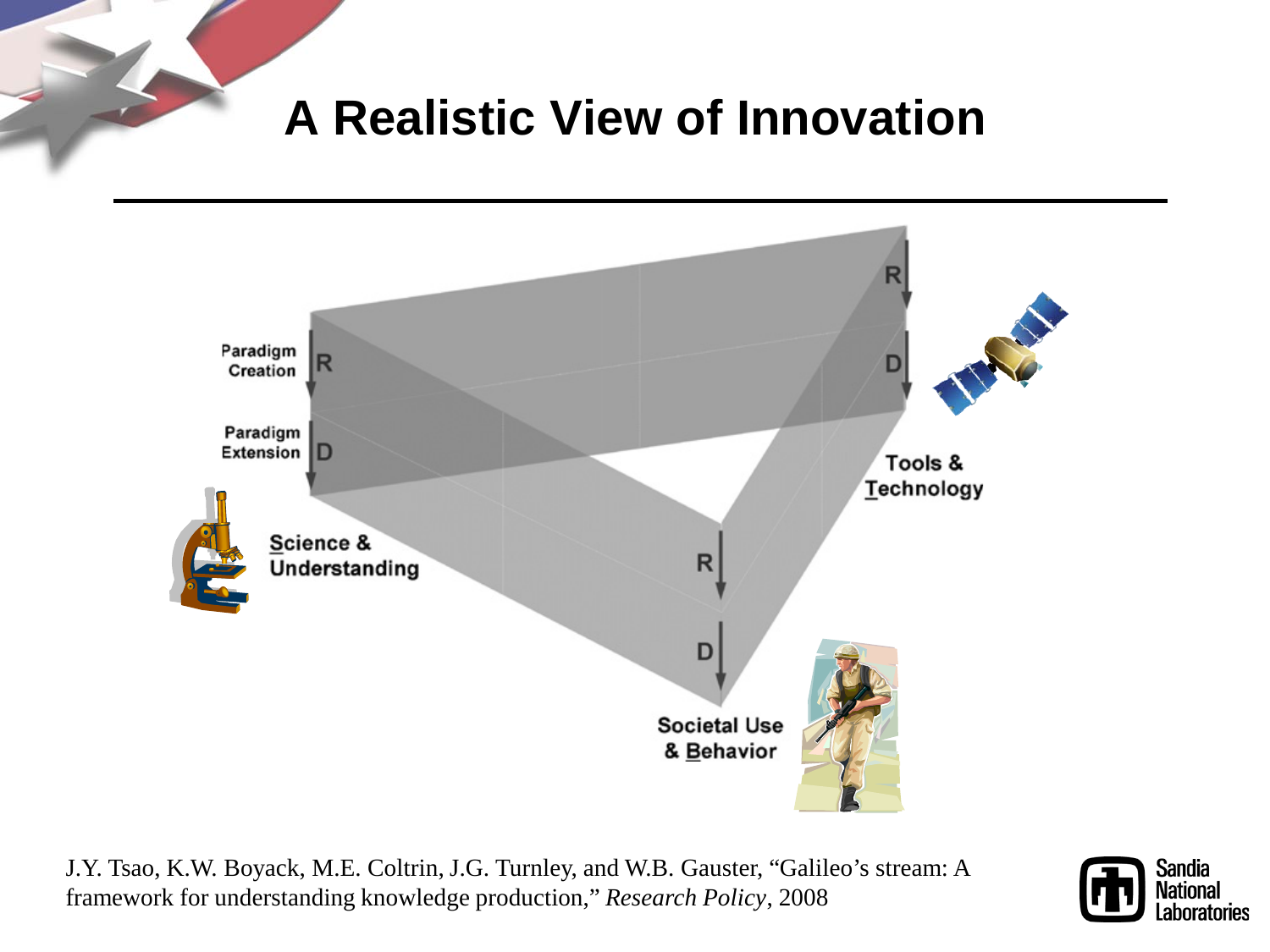# A Realistic View of Innovation

Paradigm Creation R

Paradigm Extension D

Science & Understanding

R

D

Tools & Technology

R

D

Societal Use & Behavior

J.Y. Tsao, K.W. Boyack, M.E. Coltrin, J.G. Turnley, and W.B. Gauster, "Galileo's stream: A framework for understanding knowledge production," *Research Policy*, 2008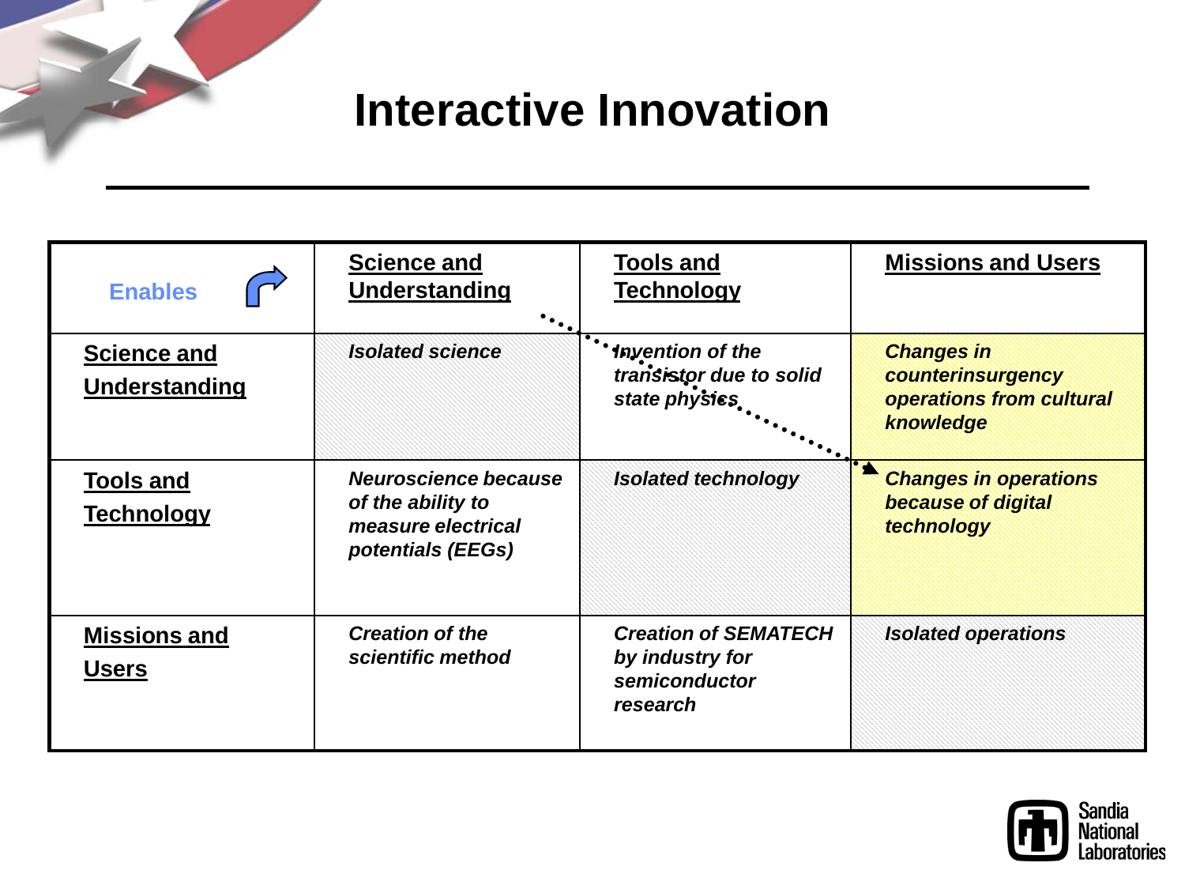# Interactive Innovation

| Enables | Science and Understanding | Tools and Technology | Missions and Users |
|---|---|---|---|
| **Science and Understanding** | *Isolated science* | *Invention of the transistor due to solid state physics* | *Changes in counterinsurgency operations from cultural knowledge* |
| **Tools and Technology** | *Neuroscience because of the ability to measure electrical potentials (EEGs)* | *Isolated technology* | *Changes in operations because of digital technology* |
| **Missions and Users** | *Creation of the scientific method* | *Creation of SEMATECH by industry for semiconductor research* | *Isolated operations* |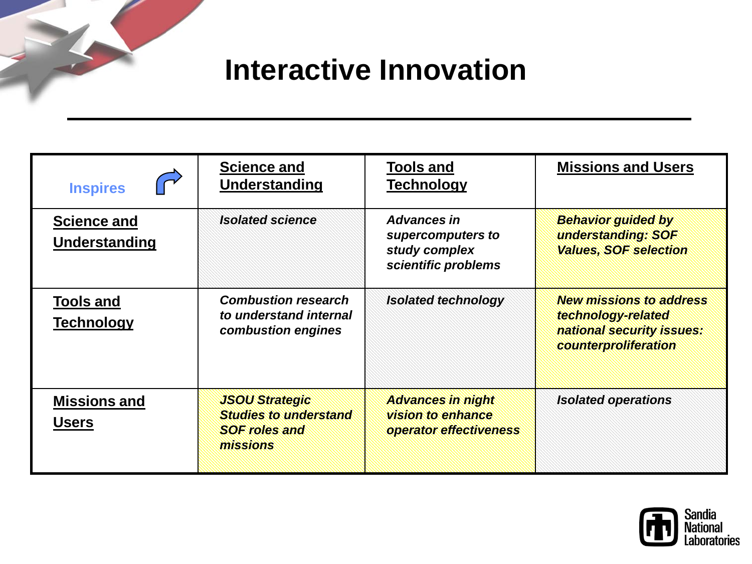# Interactive Innovation

| Inspires ↱ | Science and Understanding | Tools and Technology | Missions and Users |
|---|---|---|---|
| **Science and Understanding** | *Isolated science* | *Advances in supercomputers to study complex scientific problems* | *Behavior guided by understanding: SOF Values, SOF selection* |
| **Tools and Technology** | *Combustion research to understand internal combustion engines* | *Isolated technology* | *New missions to address technology-related national security issues: counterproliferation* |
| **Missions and Users** | *JSOU Strategic Studies to understand SOF roles and missions* | *Advances in night vision to enhance operator effectiveness* | *Isolated operations* |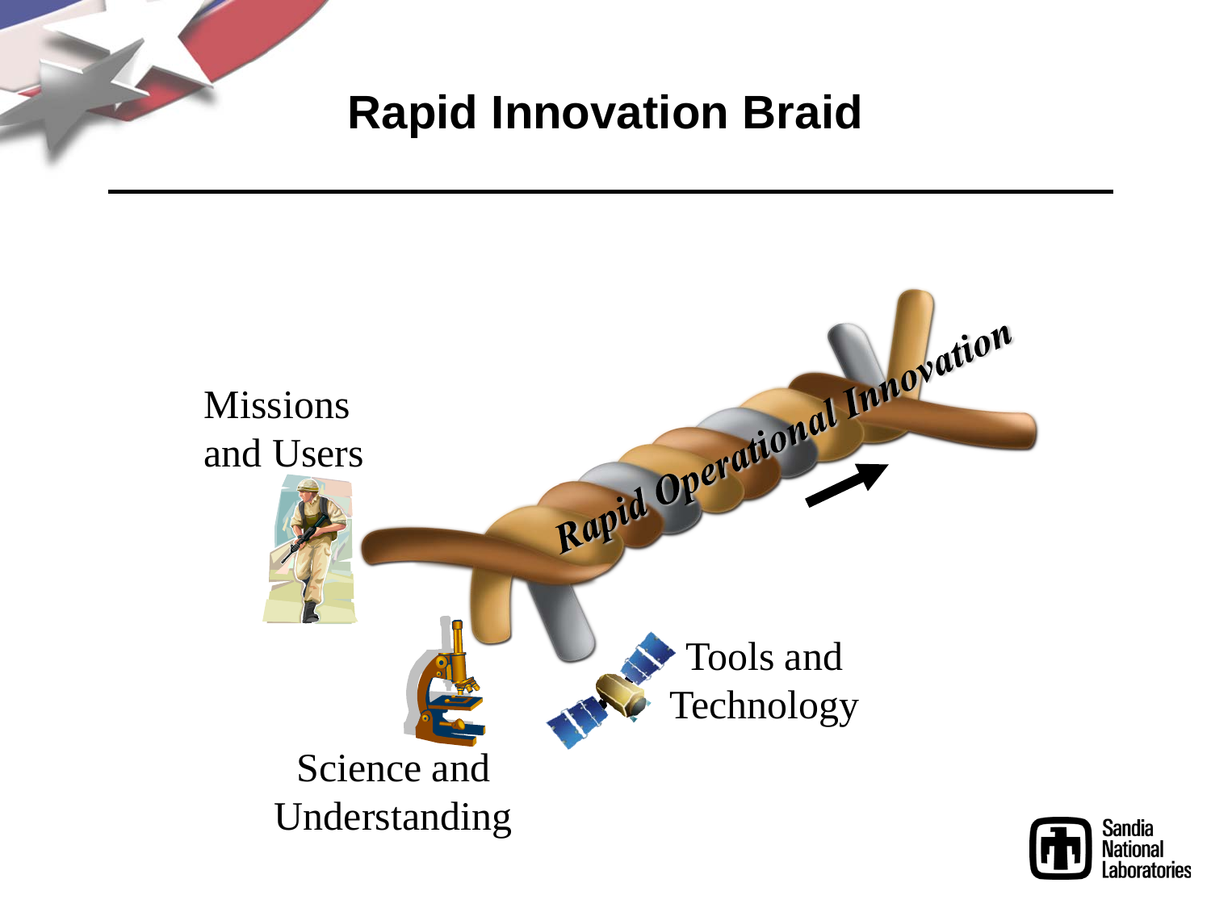# Rapid Innovation Braid

Missions and Users

*Rapid Operational Innovation*

Science and Understanding

Tools and Technology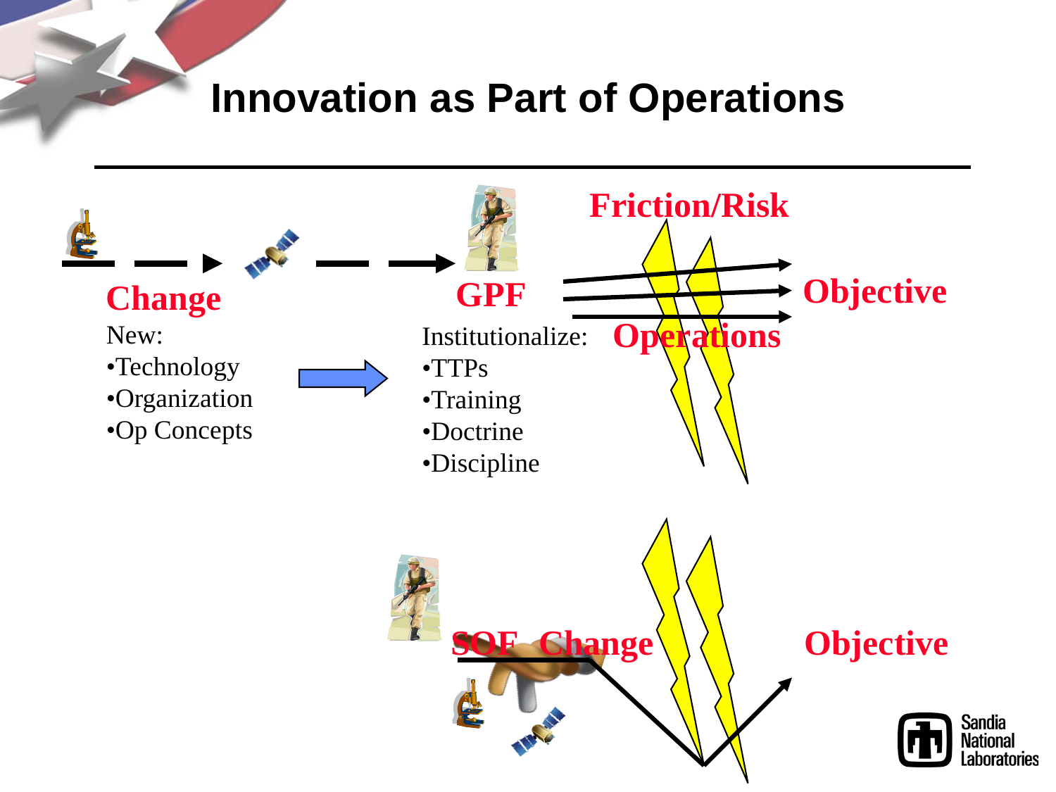# Innovation as Part of Operations

Change

New:

- •Technology
- •Organization
- •Op Concepts

GPF

Institutionalize:

- •TTPs
- •Training
- •Doctrine
- •Discipline

Friction/Risk

Objective

Operations

SOF Change

Objective